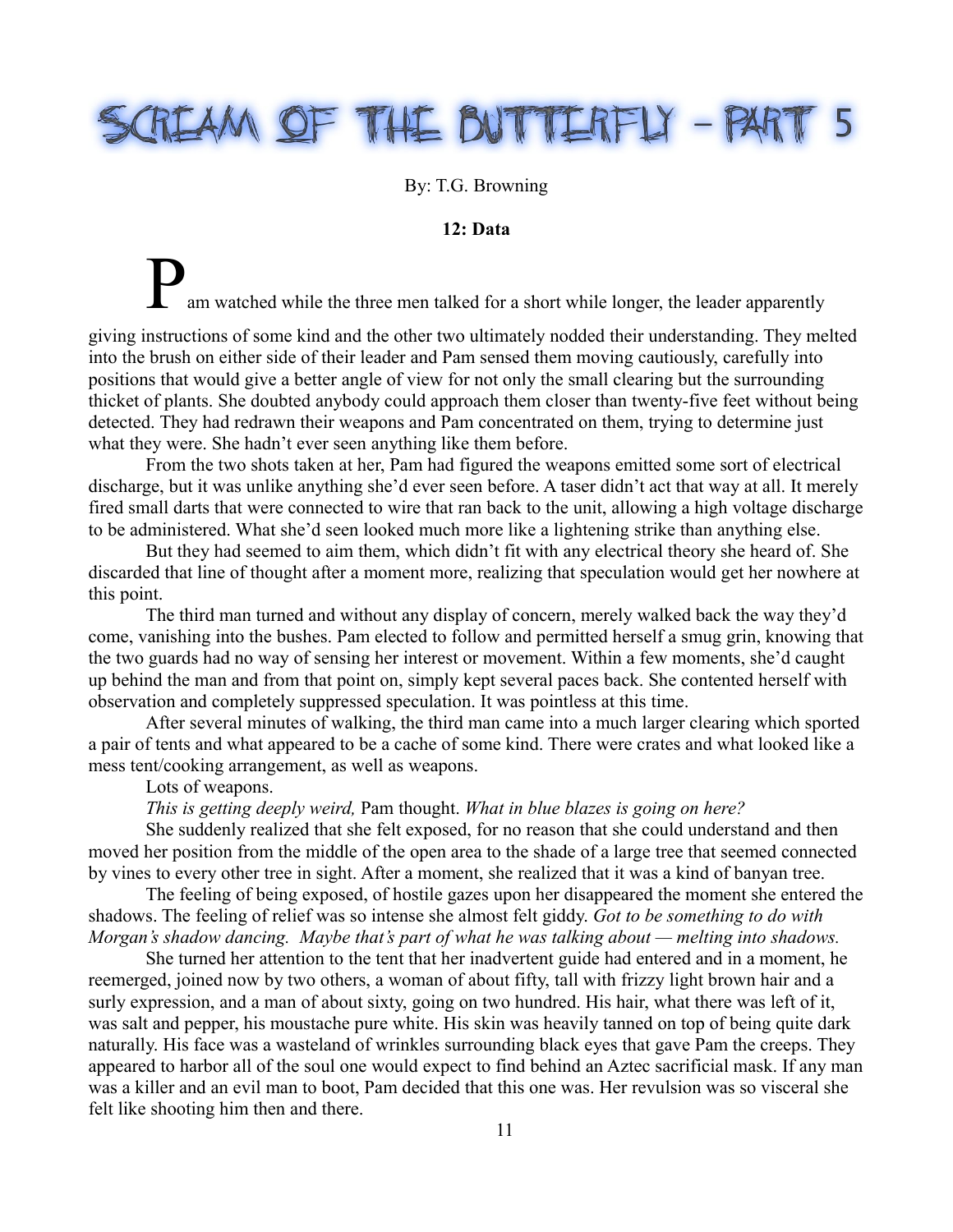# Scream of the Butterfly – Part 5

By: T.G. Browning

**12: Data**

Pam watched while the three men talked for a short while longer, the leader apparently giving instructions of some kind and the other two ultimately nodded their understanding. They melted into the brush on either side of their leader and Pam sensed them moving cautiously, carefully into positions that would give a better angle of view for not only the small clearing but the surrounding thicket of plants. She doubted anybody could approach them closer than twenty-five feet without being detected. They had redrawn their weapons and Pam concentrated on them, trying to determine just what they were. She hadn't ever seen anything like them before.

From the two shots taken at her, Pam had figured the weapons emitted some sort of electrical discharge, but it was unlike anything she'd ever seen before. A taser didn't act that way at all. It merely fired small darts that were connected to wire that ran back to the unit, allowing a high voltage discharge to be administered. What she'd seen looked much more like a lightening strike than anything else.

But they had seemed to aim them, which didn't fit with any electrical theory she heard of. She discarded that line of thought after a moment more, realizing that speculation would get her nowhere at this point.

The third man turned and without any display of concern, merely walked back the way they'd come, vanishing into the bushes. Pam elected to follow and permitted herself a smug grin, knowing that the two guards had no way of sensing her interest or movement. Within a few moments, she'd caught up behind the man and from that point on, simply kept several paces back. She contented herself with observation and completely suppressed speculation. It was pointless at this time.

After several minutes of walking, the third man came into a much larger clearing which sported a pair of tents and what appeared to be a cache of some kind. There were crates and what looked like a mess tent/cooking arrangement, as well as weapons.

Lots of weapons.

*This is getting deeply weird,* Pam thought. *What in blue blazes is going on here?*

She suddenly realized that she felt exposed, for no reason that she could understand and then moved her position from the middle of the open area to the shade of a large tree that seemed connected by vines to every other tree in sight. After a moment, she realized that it was a kind of banyan tree.

The feeling of being exposed, of hostile gazes upon her disappeared the moment she entered the shadows. The feeling of relief was so intense she almost felt giddy. *Got to be something to do with Morgan's shadow dancing. Maybe that's part of what he was talking about — melting into shadows.*

She turned her attention to the tent that her inadvertent guide had entered and in a moment, he reemerged, joined now by two others, a woman of about fifty, tall with frizzy light brown hair and a surly expression, and a man of about sixty, going on two hundred. His hair, what there was left of it, was salt and pepper, his moustache pure white. His skin was heavily tanned on top of being quite dark naturally. His face was a wasteland of wrinkles surrounding black eyes that gave Pam the creeps. They appeared to harbor all of the soul one would expect to find behind an Aztec sacrificial mask. If any man was a killer and an evil man to boot, Pam decided that this one was. Her revulsion was so visceral she felt like shooting him then and there.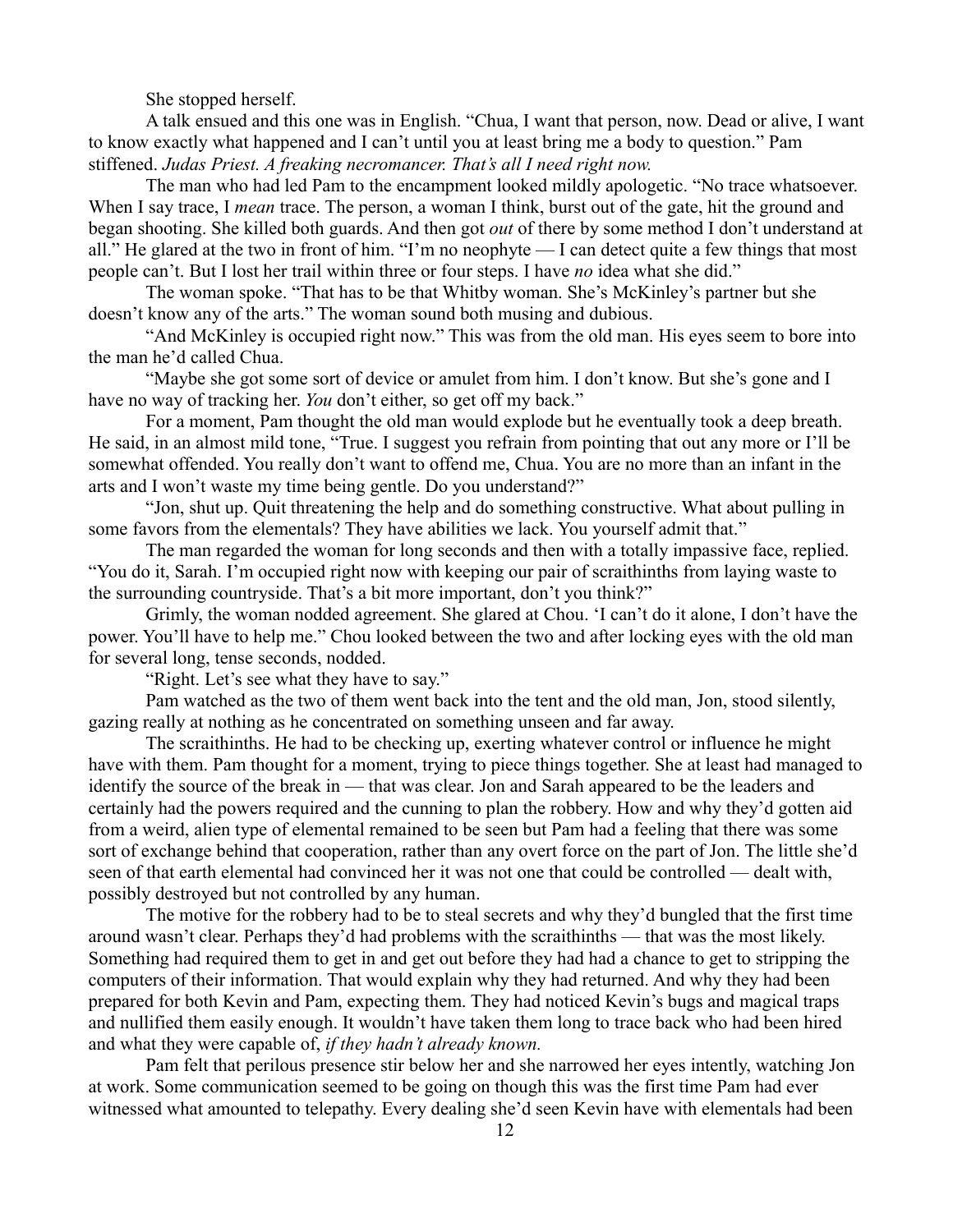She stopped herself.

A talk ensued and this one was in English. "Chua, I want that person, now. Dead or alive, I want to know exactly what happened and I can't until you at least bring me a body to question." Pam stiffened. *Judas Priest. A freaking necromancer. That's all I need right now.*

The man who had led Pam to the encampment looked mildly apologetic. "No trace whatsoever. When I say trace, I *mean* trace. The person, a woman I think, burst out of the gate, hit the ground and began shooting. She killed both guards. And then got *out* of there by some method I don't understand at all." He glared at the two in front of him. "I'm no neophyte — I can detect quite a few things that most people can't. But I lost her trail within three or four steps. I have *no* idea what she did."

The woman spoke. "That has to be that Whitby woman. She's McKinley's partner but she doesn't know any of the arts." The woman sound both musing and dubious.

"And McKinley is occupied right now." This was from the old man. His eyes seem to bore into the man he'd called Chua.

"Maybe she got some sort of device or amulet from him. I don't know. But she's gone and I have no way of tracking her. *You* don't either, so get off my back."

For a moment, Pam thought the old man would explode but he eventually took a deep breath. He said, in an almost mild tone, "True. I suggest you refrain from pointing that out any more or I'll be somewhat offended. You really don't want to offend me, Chua. You are no more than an infant in the arts and I won't waste my time being gentle. Do you understand?"

"Jon, shut up. Quit threatening the help and do something constructive. What about pulling in some favors from the elementals? They have abilities we lack. You yourself admit that."

The man regarded the woman for long seconds and then with a totally impassive face, replied. "You do it, Sarah. I'm occupied right now with keeping our pair of scraithinths from laying waste to the surrounding countryside. That's a bit more important, don't you think?"

Grimly, the woman nodded agreement. She glared at Chou. 'I can't do it alone, I don't have the power. You'll have to help me." Chou looked between the two and after locking eyes with the old man for several long, tense seconds, nodded.

"Right. Let's see what they have to say."

Pam watched as the two of them went back into the tent and the old man, Jon, stood silently, gazing really at nothing as he concentrated on something unseen and far away.

The scraithinths. He had to be checking up, exerting whatever control or influence he might have with them. Pam thought for a moment, trying to piece things together. She at least had managed to identify the source of the break in — that was clear. Jon and Sarah appeared to be the leaders and certainly had the powers required and the cunning to plan the robbery. How and why they'd gotten aid from a weird, alien type of elemental remained to be seen but Pam had a feeling that there was some sort of exchange behind that cooperation, rather than any overt force on the part of Jon. The little she'd seen of that earth elemental had convinced her it was not one that could be controlled — dealt with, possibly destroyed but not controlled by any human.

The motive for the robbery had to be to steal secrets and why they'd bungled that the first time around wasn't clear. Perhaps they'd had problems with the scraithinths — that was the most likely. Something had required them to get in and get out before they had had a chance to get to stripping the computers of their information. That would explain why they had returned. And why they had been prepared for both Kevin and Pam, expecting them. They had noticed Kevin's bugs and magical traps and nullified them easily enough. It wouldn't have taken them long to trace back who had been hired and what they were capable of, *if they hadn't already known.*

Pam felt that perilous presence stir below her and she narrowed her eyes intently, watching Jon at work. Some communication seemed to be going on though this was the first time Pam had ever witnessed what amounted to telepathy. Every dealing she'd seen Kevin have with elementals had been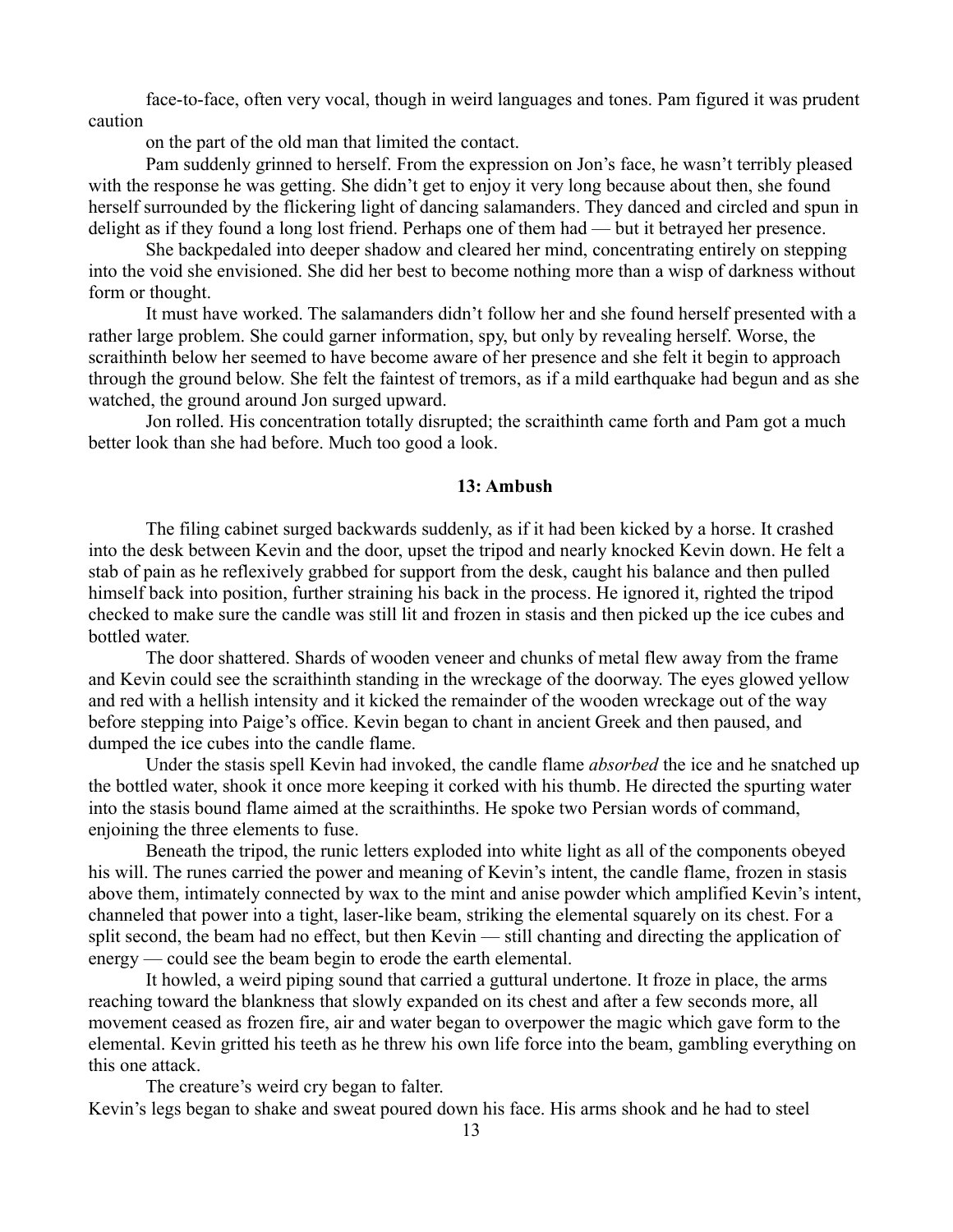face-to-face, often very vocal, though in weird languages and tones. Pam figured it was prudent caution

on the part of the old man that limited the contact.

Pam suddenly grinned to herself. From the expression on Jon's face, he wasn't terribly pleased with the response he was getting. She didn't get to enjoy it very long because about then, she found herself surrounded by the flickering light of dancing salamanders. They danced and circled and spun in delight as if they found a long lost friend. Perhaps one of them had — but it betrayed her presence.

She backpedaled into deeper shadow and cleared her mind, concentrating entirely on stepping into the void she envisioned. She did her best to become nothing more than a wisp of darkness without form or thought.

It must have worked. The salamanders didn't follow her and she found herself presented with a rather large problem. She could garner information, spy, but only by revealing herself. Worse, the scraithinth below her seemed to have become aware of her presence and she felt it begin to approach through the ground below. She felt the faintest of tremors, as if a mild earthquake had begun and as she watched, the ground around Jon surged upward.

Jon rolled. His concentration totally disrupted; the scraithinth came forth and Pam got a much better look than she had before. Much too good a look.

## 13: Ambush

The filing cabinet surged backwards suddenly, as if it had been kicked by a horse. It crashed into the desk between Kevin and the door, upset the tripod and nearly knocked Kevin down. He felt a stab of pain as he reflexively grabbed for support from the desk, caught his balance and then pulled himself back into position, further straining his back in the process. He ignored it, righted the tripod checked to make sure the candle was still lit and frozen in stasis and then picked up the ice cubes and bottled water.

The door shattered. Shards of wooden veneer and chunks of metal flew away from the frame and Kevin could see the scraithinth standing in the wreckage of the doorway. The eyes glowed yellow and red with a hellish intensity and it kicked the remainder of the wooden wreckage out of the way before stepping into Paige's office. Kevin began to chant in ancient Greek and then paused, and dumped the ice cubes into the candle flame.

Under the stasis spell Kevin had invoked, the candle flame *absorbed* the ice and he snatched up the bottled water, shook it once more keeping it corked with his thumb. He directed the spurting water into the stasis bound flame aimed at the scraithinths. He spoke two Persian words of command, enjoining the three elements to fuse.

Beneath the tripod, the runic letters exploded into white light as all of the components obeyed his will. The runes carried the power and meaning of Kevin's intent, the candle flame, frozen in stasis above them, intimately connected by wax to the mint and anise powder which amplified Kevin's intent, channeled that power into a tight, laser-like beam, striking the elemental squarely on its chest. For a split second, the beam had no effect, but then Kevin — still chanting and directing the application of energy — could see the beam begin to erode the earth elemental.

It howled, a weird piping sound that carried a guttural undertone. It froze in place, the arms reaching toward the blankness that slowly expanded on its chest and after a few seconds more, all movement ceased as frozen fire, air and water began to overpower the magic which gave form to the elemental. Kevin gritted his teeth as he threw his own life force into the beam, gambling everything on this one attack.

The creature's weird cry began to falter.

Kevin's legs began to shake and sweat poured down his face. His arms shook and he had to steel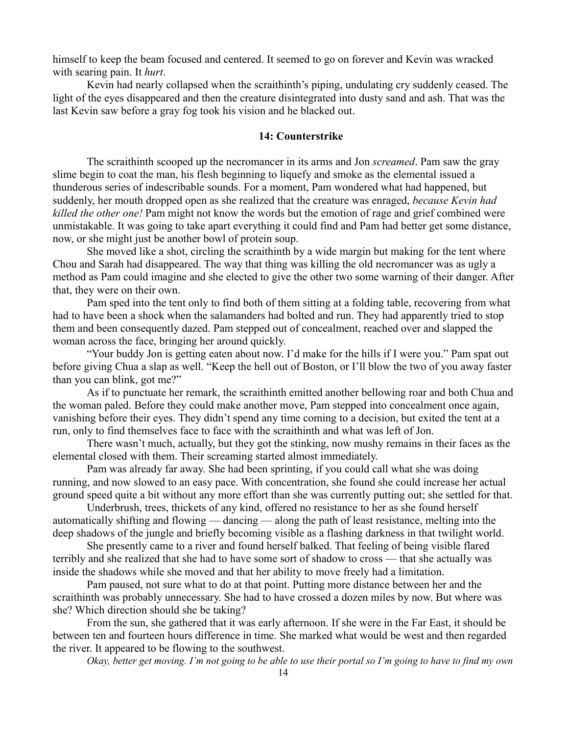himself to keep the beam focused and centered. It seemed to go on forever and Kevin was wracked with searing pain. It *hurt*.

Kevin had nearly collapsed when the scraithinth's piping, undulating cry suddenly ceased. The light of the eyes disappeared and then the creature disintegrated into dusty sand and ash. That was the last Kevin saw before a gray fog took his vision and he blacked out.

## 14: Counterstrike

The scraithinth scooped up the necromancer in its arms and Jon *screamed*. Pam saw the gray slime begin to coat the man, his flesh beginning to liquefy and smoke as the elemental issued a thunderous series of indescribable sounds. For a moment, Pam wondered what had happened, but suddenly, her mouth dropped open as she realized that the creature was enraged, *because Kevin had killed the other one!* Pam might not know the words but the emotion of rage and grief combined were unmistakable. It was going to take apart everything it could find and Pam had better get some distance, now, or she might just be another bowl of protein soup.

She moved like a shot, circling the scraithinth by a wide margin but making for the tent where Chou and Sarah had disappeared. The way that thing was killing the old necromancer was as ugly a method as Pam could imagine and she elected to give the other two some warning of their danger. After that, they were on their own.

Pam sped into the tent only to find both of them sitting at a folding table, recovering from what had to have been a shock when the salamanders had bolted and run. They had apparently tried to stop them and been consequently dazed. Pam stepped out of concealment, reached over and slapped the woman across the face, bringing her around quickly.

"Your buddy Jon is getting eaten about now. I'd make for the hills if I were you." Pam spat out before giving Chua a slap as well. "Keep the hell out of Boston, or I'll blow the two of you away faster than you can blink, got me?"

As if to punctuate her remark, the scraithinth emitted another bellowing roar and both Chua and the woman paled. Before they could make another move, Pam stepped into concealment once again, vanishing before their eyes. They didn't spend any time coming to a decision, but exited the tent at a run, only to find themselves face to face with the scraithinth and what was left of Jon.

There wasn't much, actually, but they got the stinking, now mushy remains in their faces as the elemental closed with them. Their screaming started almost immediately.

Pam was already far away. She had been sprinting, if you could call what she was doing running, and now slowed to an easy pace. With concentration, she found she could increase her actual ground speed quite a bit without any more effort than she was currently putting out; she settled for that.

Underbrush, trees, thickets of any kind, offered no resistance to her as she found herself automatically shifting and flowing — dancing — along the path of least resistance, melting into the deep shadows of the jungle and briefly becoming visible as a flashing darkness in that twilight world.

She presently came to a river and found herself balked. That feeling of being visible flared terribly and she realized that she had to have some sort of shadow to cross — that she actually was inside the shadows while she moved and that her ability to move freely had a limitation.

Pam paused, not sure what to do at that point. Putting more distance between her and the scraithinth was probably unnecessary. She had to have crossed a dozen miles by now. But where was she? Which direction should she be taking?

From the sun, she gathered that it was early afternoon. If she were in the Far East, it should be between ten and fourteen hours difference in time. She marked what would be west and then regarded the river. It appeared to be flowing to the southwest.

*Okay, better get moving. I'm not going to be able to use their portal so I'm going to have to find my own*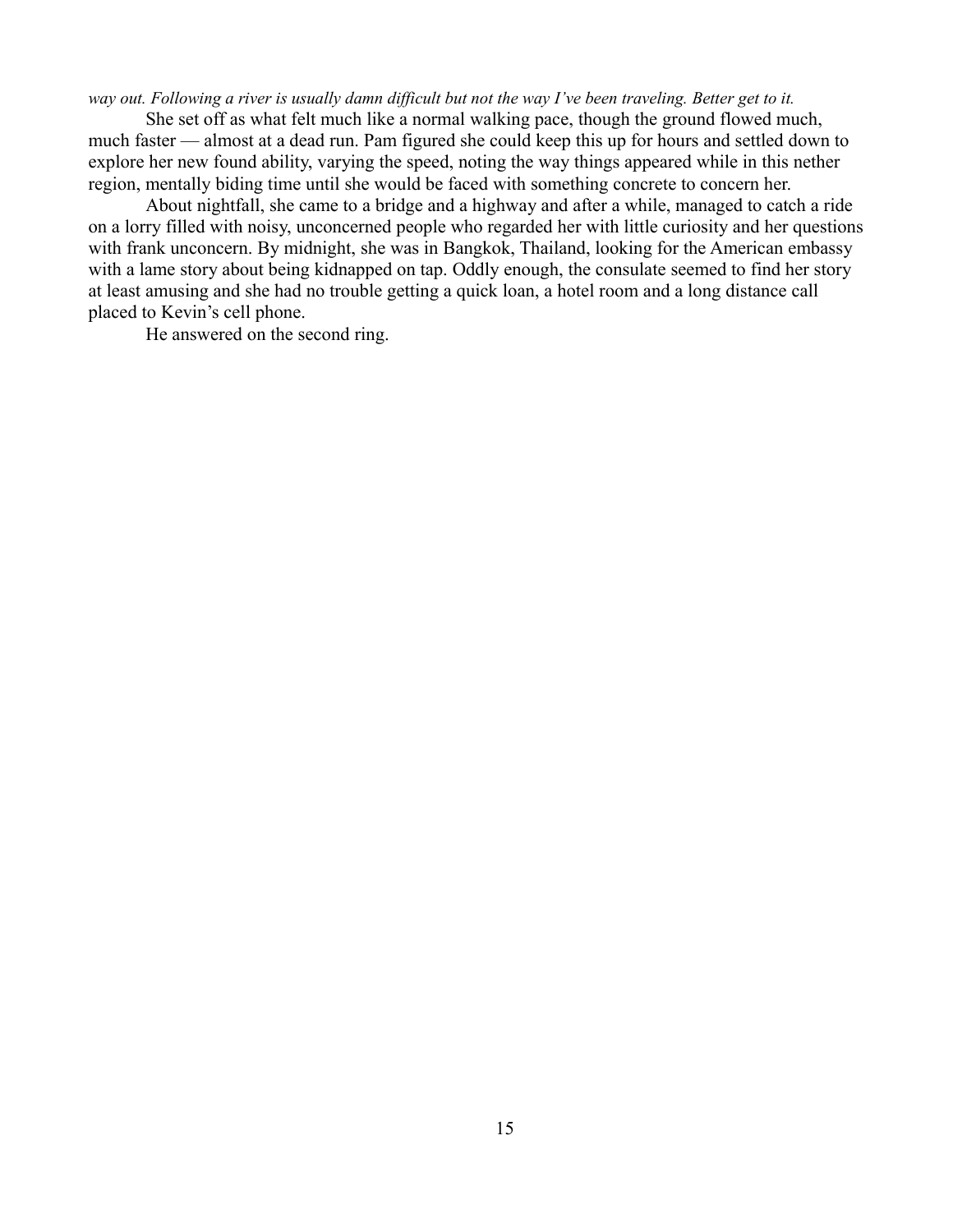*way out. Following a river is usually damn difficult but not the way I've been traveling. Better get to it.*

She set off as what felt much like a normal walking pace, though the ground flowed much, much faster — almost at a dead run. Pam figured she could keep this up for hours and settled down to explore her new found ability, varying the speed, noting the way things appeared while in this nether region, mentally biding time until she would be faced with something concrete to concern her.

About nightfall, she came to a bridge and a highway and after a while, managed to catch a ride on a lorry filled with noisy, unconcerned people who regarded her with little curiosity and her questions with frank unconcern. By midnight, she was in Bangkok, Thailand, looking for the American embassy with a lame story about being kidnapped on tap. Oddly enough, the consulate seemed to find her story at least amusing and she had no trouble getting a quick loan, a hotel room and a long distance call placed to Kevin's cell phone.

He answered on the second ring.